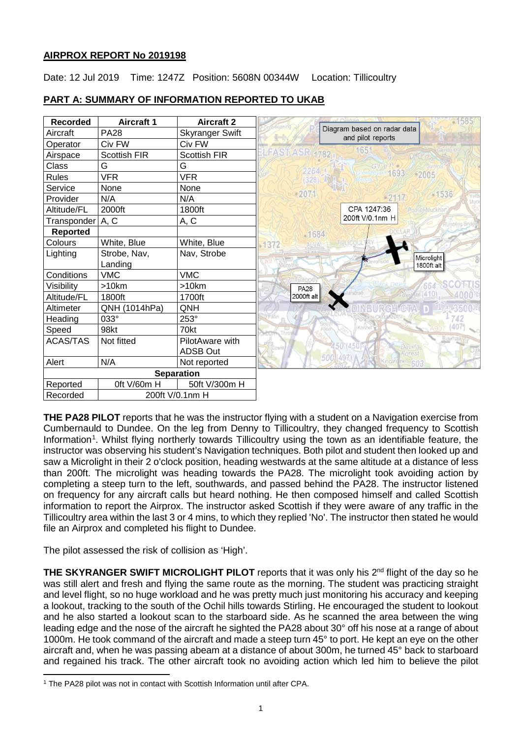## AIRPROX REPORT No 2019198

Date: 12 Jul 2019 Time: 1247Z Position: 5608N 00344W Location: Tillicoultry

### PART A: SUMMARY OF INFORMATION REPORTED TO UKAB

| Recorded | Aircraft 1 | Aircraft 2 |
|---|---|---|
| Aircraft | PA28 | Skyranger Swift |
| Operator | Civ FW | Civ FW |
| Airspace | Scottish FIR | Scottish FIR |
| Class | G | G |
| Rules | VFR | VFR |
| Service | None | None |
| Provider | N/A | N/A |
| Altitude/FL | 2000ft | 1800ft |
| Transponder | A, C | A, C |
| **Reported** | | |
| Colours | White, Blue | White, Blue |
| Lighting | Strobe, Nav, Landing | Nav, Strobe |
| Conditions | VMC | VMC |
| Visibility | >10km | >10km |
| Altitude/FL | 1800ft | 1700ft |
| Altimeter | QNH (1014hPa) | QNH |
| Heading | 033° | 253° |
| Speed | 98kt | 70kt |
| ACAS/TAS | Not fitted | PilotAware with ADSB Out |
| Alert | N/A | Not reported |
| **Separation** | | |
| Reported | 0ft V/60m H | 50ft V/300m H |
| Recorded | 200ft V/0.1nm H | |

Diagram based on radar data and pilot reports

CPA 1247:36 200ft V/0.1nm H

Microlight 1800ft alt

PA28 2000ft alt

**THE PA28 PILOT** reports that he was the instructor flying with a student on a Navigation exercise from Cumbernauld to Dundee. On the leg from Denny to Tillicoultry, they changed frequency to Scottish Information[1]. Whilst flying northerly towards Tillicoultry using the town as an identifiable feature, the instructor was observing his student's Navigation techniques. Both pilot and student then looked up and saw a Microlight in their 2 o'clock position, heading westwards at the same altitude at a distance of less than 200ft. The microlight was heading towards the PA28. The microlight took avoiding action by completing a steep turn to the left, southwards, and passed behind the PA28. The instructor listened on frequency for any aircraft calls but heard nothing. He then composed himself and called Scottish information to report the Airprox. The instructor asked Scottish if they were aware of any traffic in the Tillicoultry area within the last 3 or 4 mins, to which they replied 'No'. The instructor then stated he would file an Airprox and completed his flight to Dundee.

The pilot assessed the risk of collision as 'High'.

**THE SKYRANGER SWIFT MICROLIGHT PILOT** reports that it was only his 2nd flight of the day so he was still alert and fresh and flying the same route as the morning. The student was practicing straight and level flight, so no huge workload and he was pretty much just monitoring his accuracy and keeping a lookout, tracking to the south of the Ochil hills towards Stirling. He encouraged the student to lookout and he also started a lookout scan to the starboard side. As he scanned the area between the wing leading edge and the nose of the aircraft he sighted the PA28 about 30° off his nose at a range of about 1000m. He took command of the aircraft and made a steep turn 45° to port. He kept an eye on the other aircraft and, when he was passing abeam at a distance of about 300m, he turned 45° back to starboard and regained his track. The other aircraft took no avoiding action which led him to believe the pilot

[1] The PA28 pilot was not in contact with Scottish Information until after CPA.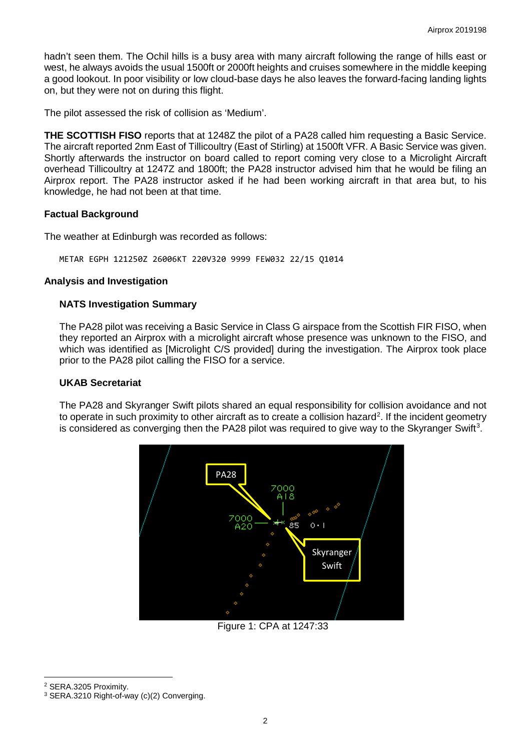hadn't seen them. The Ochil hills is a busy area with many aircraft following the range of hills east or west, he always avoids the usual 1500ft or 2000ft heights and cruises somewhere in the middle keeping a good lookout. In poor visibility or low cloud-base days he also leaves the forward-facing landing lights on, but they were not on during this flight.

The pilot assessed the risk of collision as 'Medium'.

**THE SCOTTISH FISO** reports that at 1248Z the pilot of a PA28 called him requesting a Basic Service. The aircraft reported 2nm East of Tillicoultry (East of Stirling) at 1500ft VFR. A Basic Service was given. Shortly afterwards the instructor on board called to report coming very close to a Microlight Aircraft overhead Tillicoultry at 1247Z and 1800ft; the PA28 instructor advised him that he would be filing an Airprox report. The PA28 instructor asked if he had been working aircraft in that area but, to his knowledge, he had not been at that time.

## Factual Background

The weather at Edinburgh was recorded as follows:

```
METAR EGPH 121250Z 26006KT 220V320 9999 FEW032 22/15 Q1014
```

## Analysis and Investigation

### NATS Investigation Summary

The PA28 pilot was receiving a Basic Service in Class G airspace from the Scottish FIR FISO, when they reported an Airprox with a microlight aircraft whose presence was unknown to the FISO, and which was identified as [Microlight C/S provided] during the investigation. The Airprox took place prior to the PA28 pilot calling the FISO for a service.

### UKAB Secretariat

The PA28 and Skyranger Swift pilots shared an equal responsibility for collision avoidance and not to operate in such proximity to other aircraft as to create a collision hazard[2]. If the incident geometry is considered as converging then the PA28 pilot was required to give way to the Skyranger Swift[3].

Figure 1: CPA at 1247:33

[2] SERA.3205 Proximity.

[3] SERA.3210 Right-of-way (c)(2) Converging.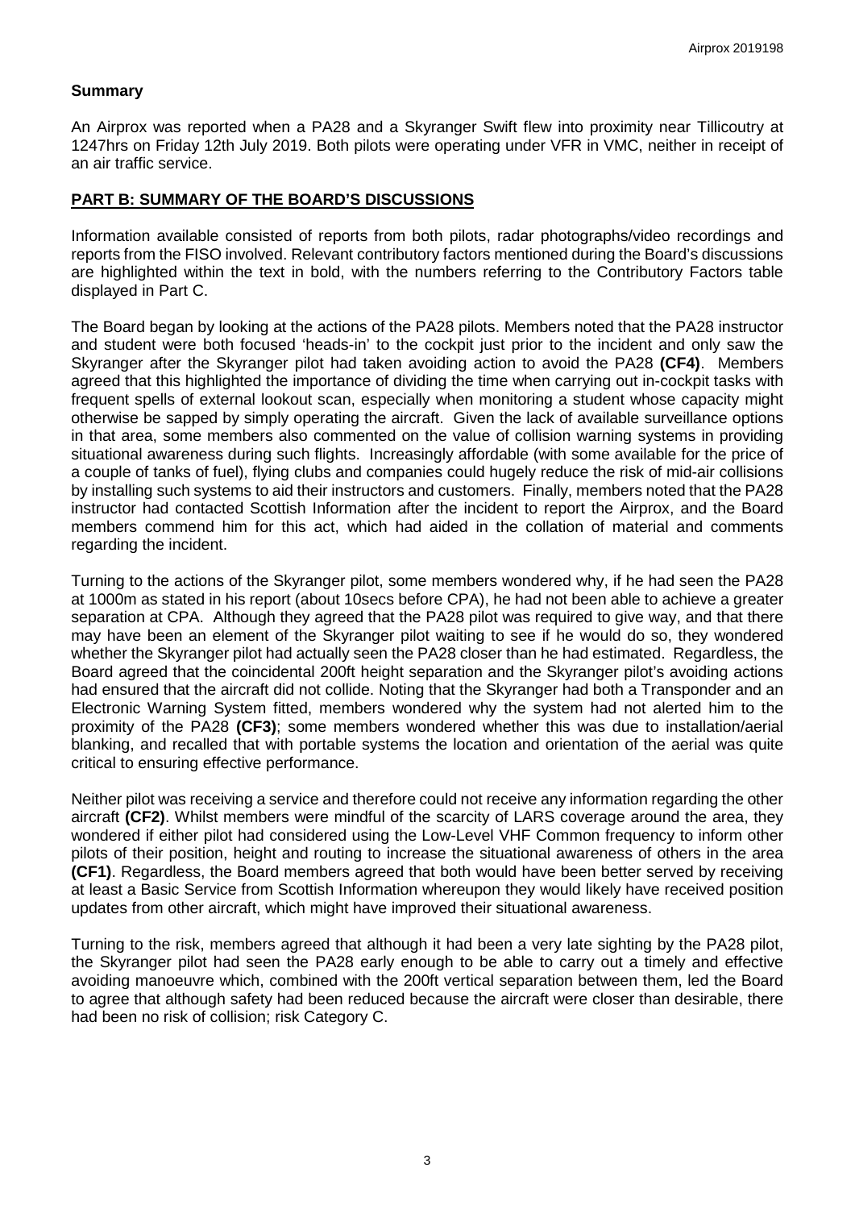## Summary

An Airprox was reported when a PA28 and a Skyranger Swift flew into proximity near Tillicoutry at 1247hrs on Friday 12th July 2019. Both pilots were operating under VFR in VMC, neither in receipt of an air traffic service.

## PART B: SUMMARY OF THE BOARD'S DISCUSSIONS

Information available consisted of reports from both pilots, radar photographs/video recordings and reports from the FISO involved. Relevant contributory factors mentioned during the Board's discussions are highlighted within the text in bold, with the numbers referring to the Contributory Factors table displayed in Part C.

The Board began by looking at the actions of the PA28 pilots. Members noted that the PA28 instructor and student were both focused 'heads-in' to the cockpit just prior to the incident and only saw the Skyranger after the Skyranger pilot had taken avoiding action to avoid the PA28 **(CF4)**. Members agreed that this highlighted the importance of dividing the time when carrying out in-cockpit tasks with frequent spells of external lookout scan, especially when monitoring a student whose capacity might otherwise be sapped by simply operating the aircraft. Given the lack of available surveillance options in that area, some members also commented on the value of collision warning systems in providing situational awareness during such flights. Increasingly affordable (with some available for the price of a couple of tanks of fuel), flying clubs and companies could hugely reduce the risk of mid-air collisions by installing such systems to aid their instructors and customers. Finally, members noted that the PA28 instructor had contacted Scottish Information after the incident to report the Airprox, and the Board members commend him for this act, which had aided in the collation of material and comments regarding the incident.

Turning to the actions of the Skyranger pilot, some members wondered why, if he had seen the PA28 at 1000m as stated in his report (about 10secs before CPA), he had not been able to achieve a greater separation at CPA. Although they agreed that the PA28 pilot was required to give way, and that there may have been an element of the Skyranger pilot waiting to see if he would do so, they wondered whether the Skyranger pilot had actually seen the PA28 closer than he had estimated. Regardless, the Board agreed that the coincidental 200ft height separation and the Skyranger pilot's avoiding actions had ensured that the aircraft did not collide. Noting that the Skyranger had both a Transponder and an Electronic Warning System fitted, members wondered why the system had not alerted him to the proximity of the PA28 **(CF3)**; some members wondered whether this was due to installation/aerial blanking, and recalled that with portable systems the location and orientation of the aerial was quite critical to ensuring effective performance.

Neither pilot was receiving a service and therefore could not receive any information regarding the other aircraft **(CF2)**. Whilst members were mindful of the scarcity of LARS coverage around the area, they wondered if either pilot had considered using the Low-Level VHF Common frequency to inform other pilots of their position, height and routing to increase the situational awareness of others in the area **(CF1)**. Regardless, the Board members agreed that both would have been better served by receiving at least a Basic Service from Scottish Information whereupon they would likely have received position updates from other aircraft, which might have improved their situational awareness.

Turning to the risk, members agreed that although it had been a very late sighting by the PA28 pilot, the Skyranger pilot had seen the PA28 early enough to be able to carry out a timely and effective avoiding manoeuvre which, combined with the 200ft vertical separation between them, led the Board to agree that although safety had been reduced because the aircraft were closer than desirable, there had been no risk of collision; risk Category C.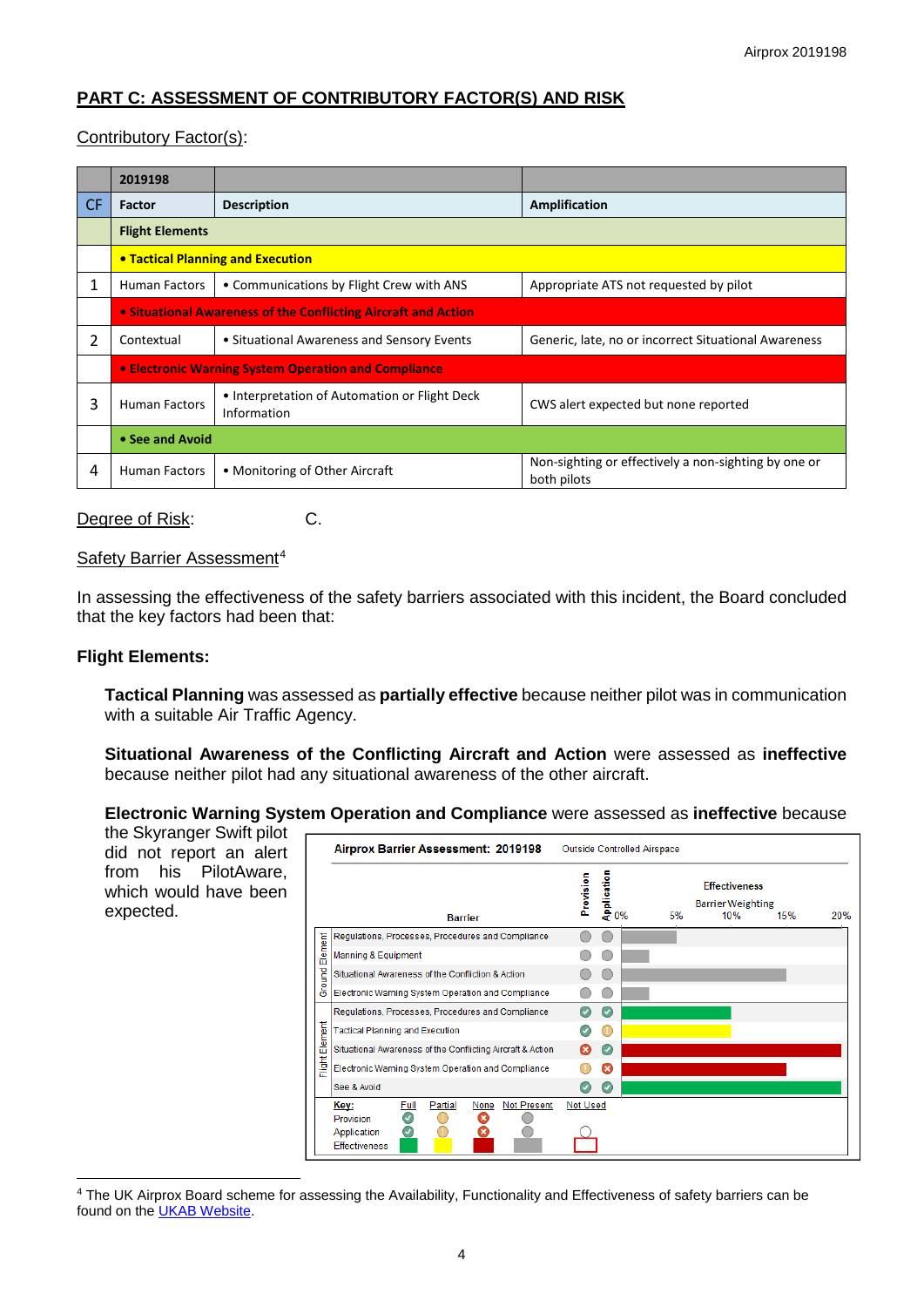## PART C: ASSESSMENT OF CONTRIBUTORY FACTOR(S) AND RISK

Contributory Factor(s):

| | 2019198 | | |
|---|---|---|---|
| CF | Factor | Description | Amplification |
| | Flight Elements | | |
| | • Tactical Planning and Execution | | |
| 1 | Human Factors | • Communications by Flight Crew with ANS | Appropriate ATS not requested by pilot |
| | • Situational Awareness of the Conflicting Aircraft and Action | | |
| 2 | Contextual | • Situational Awareness and Sensory Events | Generic, late, no or incorrect Situational Awareness |
| | • Electronic Warning System Operation and Compliance | | |
| 3 | Human Factors | • Interpretation of Automation or Flight Deck Information | CWS alert expected but none reported |
| | • See and Avoid | | |
| 4 | Human Factors | • Monitoring of Other Aircraft | Non-sighting or effectively a non-sighting by one or both pilots |

Degree of Risk: C.

Safety Barrier Assessment[4]

In assessing the effectiveness of the safety barriers associated with this incident, the Board concluded that the key factors had been that:

**Flight Elements:**

**Tactical Planning** was assessed as **partially effective** because neither pilot was in communication with a suitable Air Traffic Agency.

**Situational Awareness of the Conflicting Aircraft and Action** were assessed as **ineffective** because neither pilot had any situational awareness of the other aircraft.

**Electronic Warning System Operation and Compliance** were assessed as **ineffective** because the Skyranger Swift pilot did not report an alert from his PilotAware, which would have been expected.

Airprox Barrier Assessment: 2019198
Outside Controlled Airspace
Barrier
Provision
Application
Effectiveness
Barrier Weighting
0% 5% 10% 15% 20%
Ground Element
Regulations, Processes, Procedures and Compliance
Manning & Equipment
Situational Awareness of the Confliction & Action
Electronic Warning System Operation and Compliance
Flight Element
Regulations, Processes, Procedures and Compliance
Tactical Planning and Execution
Situational Awareness of the Conflicting Aircraft & Action
Electronic Warning System Operation and Compliance
See & Avoid
Key: Full Partial None Not Present Not Used
Provision
Application
Effectiveness

[4] The UK Airprox Board scheme for assessing the Availability, Functionality and Effectiveness of safety barriers can be found on the UKAB Website.